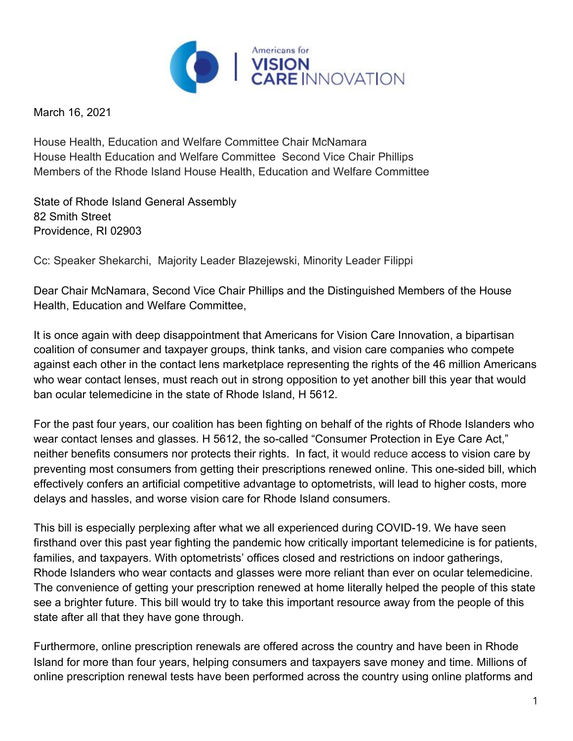Americans for VISION CARE INNOVATION

March 16, 2021

House Health, Education and Welfare Committee Chair McNamara
House Health Education and Welfare Committee  Second Vice Chair Phillips
Members of the Rhode Island House Health, Education and Welfare Committee

State of Rhode Island General Assembly
82 Smith Street
Providence, RI 02903

Cc: Speaker Shekarchi,  Majority Leader Blazejewski, Minority Leader Filippi

Dear Chair McNamara, Second Vice Chair Phillips and the Distinguished Members of the House Health, Education and Welfare Committee,

It is once again with deep disappointment that Americans for Vision Care Innovation, a bipartisan coalition of consumer and taxpayer groups, think tanks, and vision care companies who compete against each other in the contact lens marketplace representing the rights of the 46 million Americans who wear contact lenses, must reach out in strong opposition to yet another bill this year that would ban ocular telemedicine in the state of Rhode Island, H 5612.

For the past four years, our coalition has been fighting on behalf of the rights of Rhode Islanders who wear contact lenses and glasses. H 5612, the so-called "Consumer Protection in Eye Care Act," neither benefits consumers nor protects their rights.  In fact, it would reduce access to vision care by preventing most consumers from getting their prescriptions renewed online. This one-sided bill, which effectively confers an artificial competitive advantage to optometrists, will lead to higher costs, more delays and hassles, and worse vision care for Rhode Island consumers.

This bill is especially perplexing after what we all experienced during COVID-19. We have seen firsthand over this past year fighting the pandemic how critically important telemedicine is for patients, families, and taxpayers. With optometrists' offices closed and restrictions on indoor gatherings, Rhode Islanders who wear contacts and glasses were more reliant than ever on ocular telemedicine. The convenience of getting your prescription renewed at home literally helped the people of this state see a brighter future. This bill would try to take this important resource away from the people of this state after all that they have gone through.

Furthermore, online prescription renewals are offered across the country and have been in Rhode Island for more than four years, helping consumers and taxpayers save money and time. Millions of online prescription renewal tests have been performed across the country using online platforms and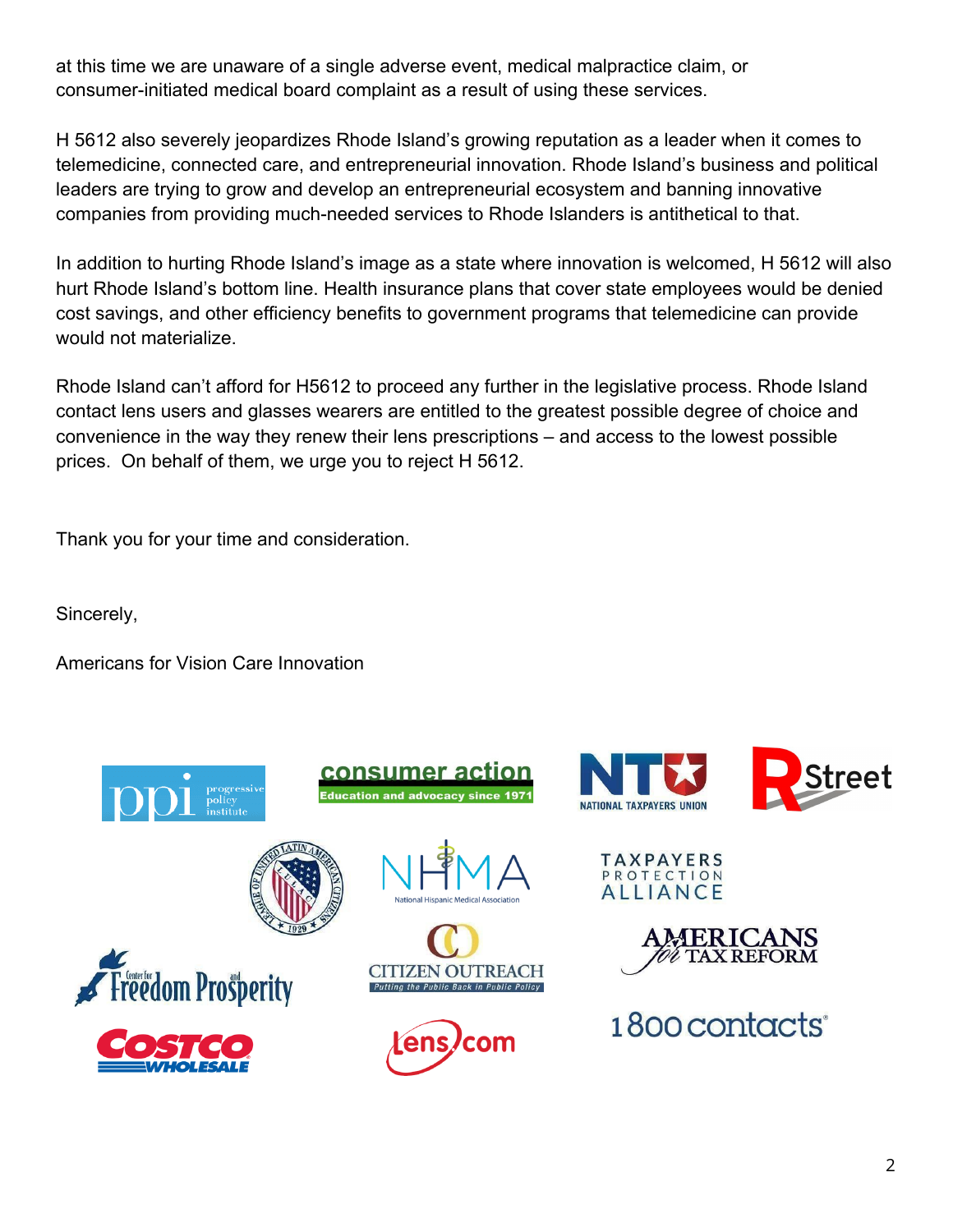at this time we are unaware of a single adverse event, medical malpractice claim, or consumer-initiated medical board complaint as a result of using these services.

H 5612 also severely jeopardizes Rhode Island's growing reputation as a leader when it comes to telemedicine, connected care, and entrepreneurial innovation. Rhode Island's business and political leaders are trying to grow and develop an entrepreneurial ecosystem and banning innovative companies from providing much-needed services to Rhode Islanders is antithetical to that.

In addition to hurting Rhode Island's image as a state where innovation is welcomed, H 5612 will also hurt Rhode Island's bottom line. Health insurance plans that cover state employees would be denied cost savings, and other efficiency benefits to government programs that telemedicine can provide would not materialize.

Rhode Island can't afford for H5612 to proceed any further in the legislative process. Rhode Island contact lens users and glasses wearers are entitled to the greatest possible degree of choice and convenience in the way they renew their lens prescriptions – and access to the lowest possible prices. On behalf of them, we urge you to reject H 5612.

Thank you for your time and consideration.

Sincerely,

Americans for Vision Care Innovation

ppi progressive policy institute

consumer action
Education and advocacy since 1971

NTU NATIONAL TAXPAYERS UNION

R Street

LEAGUE OF UNITED LATIN AMERICAN CITIZENS LULAC 1929

NHMA National Hispanic Medical Association

TAXPAYERS PROTECTION ALLIANCE

Center for Freedom and Prosperity

CITIZEN OUTREACH
Putting the Public Back in Public Policy

AMERICANS for TAX REFORM

COSTCO WHOLESALE

Lens.com

1800contacts®